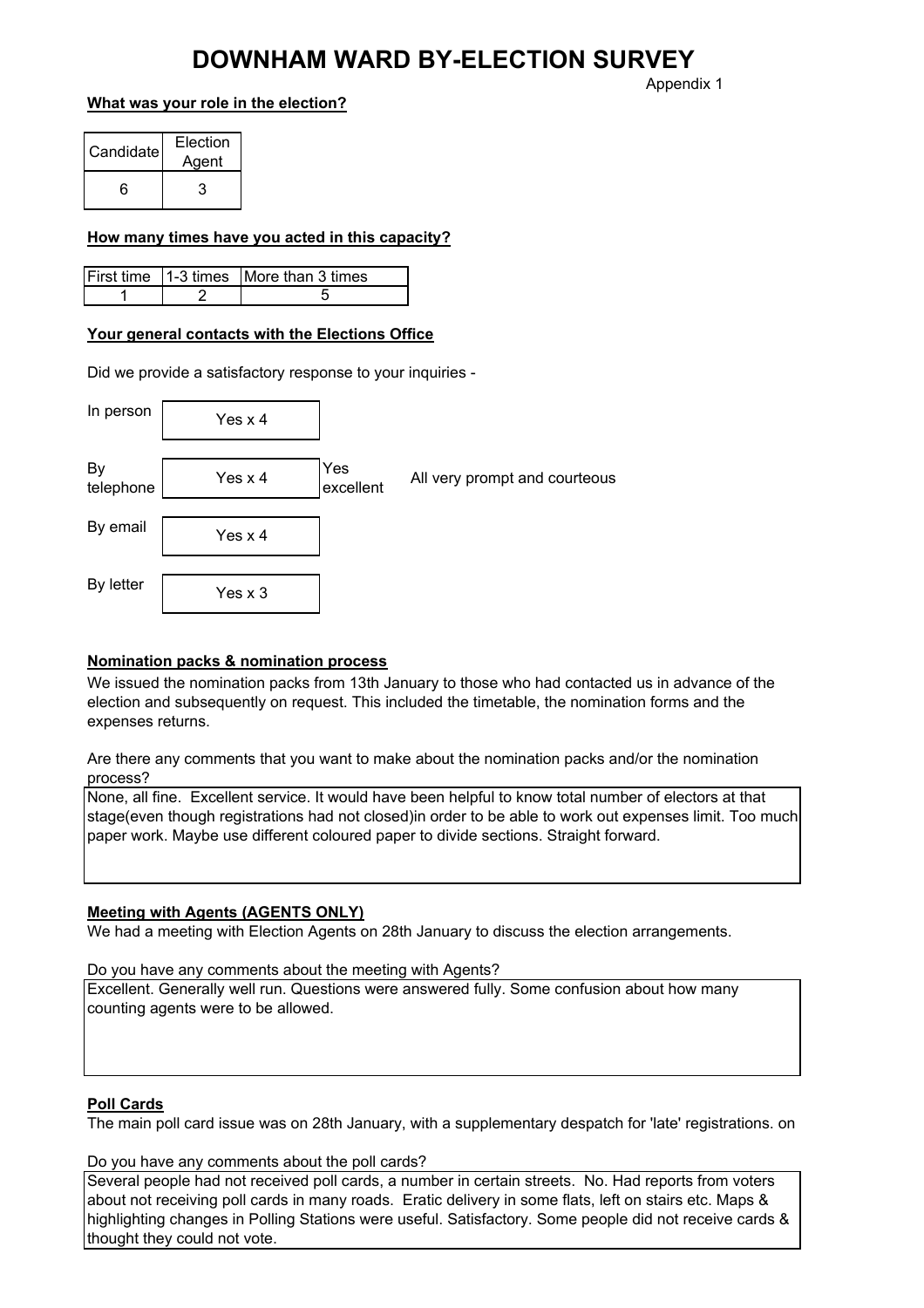# DOWNHAM WARD BY-ELECTION SURVEY

Appendix 1

**What was your role in the election?**

| Candidate | Election Agent |
|---|---|
| 6 | 3 |

**How many times have you acted in this capacity?**

| First time | 1-3 times | More than 3 times |
|---|---|---|
| 1 | 2 | 5 |

**Your general contacts with the Elections Office**

Did we provide a satisfactory response to your inquiries -

| | | | |
|---|---|---|---|
| In person | Yes x 4 | | |
| By telephone | Yes x 4 | Yes excellent | All very prompt and courteous |
| By email | Yes x 4 | | |
| By letter | Yes x 3 | | |

**Nomination packs & nomination process**

We issued the nomination packs from 13th January to those who had contacted us in advance of the election and subsequently on request. This included the timetable, the nomination forms and the expenses returns.

Are there any comments that you want to make about the nomination packs and/or the nomination process?

None, all fine. Excellent service. It would have been helpful to know total number of electors at that stage(even though registrations had not closed)in order to be able to work out expenses limit. Too much paper work. Maybe use different coloured paper to divide sections. Straight forward.

**Meeting with Agents (AGENTS ONLY)**

We had a meeting with Election Agents on 28th January to discuss the election arrangements.

Do you have any comments about the meeting with Agents?

Excellent. Generally well run. Questions were answered fully. Some confusion about how many counting agents were to be allowed.

**Poll Cards**

The main poll card issue was on 28th January, with a supplementary despatch for 'late' registrations. on

Do you have any comments about the poll cards?

Several people had not received poll cards, a number in certain streets. No. Had reports from voters about not receiving poll cards in many roads. Eratic delivery in some flats, left on stairs etc. Maps & highlighting changes in Polling Stations were useful. Satisfactory. Some people did not receive cards & thought they could not vote.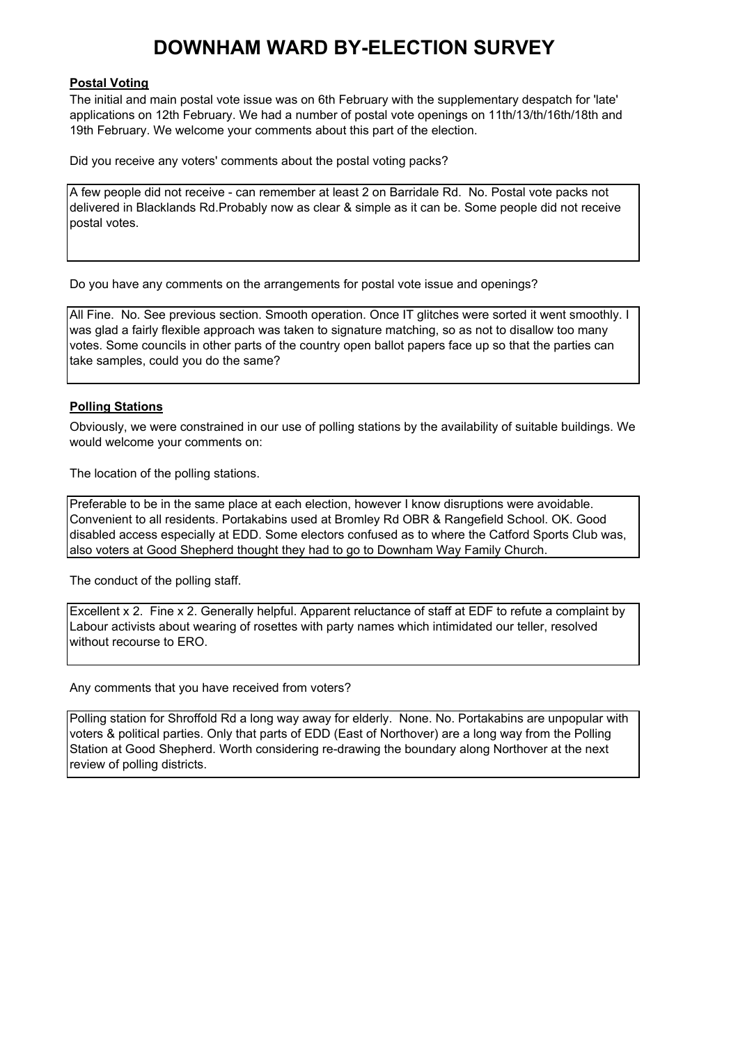# DOWNHAM WARD BY-ELECTION SURVEY

**Postal Voting**

The initial and main postal vote issue was on 6th February with the supplementary despatch for 'late' applications on 12th February. We had a number of postal vote openings on 11th/13th/th/16th/18th and 19th February. We welcome your comments about this part of the election.

Did you receive any voters' comments about the postal voting packs?

> A few people did not receive - can remember at least 2 on Barridale Rd. No. Postal vote packs not delivered in Blacklands Rd.Probably now as clear & simple as it can be. Some people did not receive postal votes.

Do you have any comments on the arrangements for postal vote issue and openings?

> All Fine. No. See previous section. Smooth operation. Once IT glitches were sorted it went smoothly. I was glad a fairly flexible approach was taken to signature matching, so as not to disallow too many votes. Some councils in other parts of the country open ballot papers face up so that the parties can take samples, could you do the same?

**Polling Stations**

Obviously, we were constrained in our use of polling stations by the availability of suitable buildings. We would welcome your comments on:

The location of the polling stations.

> Preferable to be in the same place at each election, however I know disruptions were avoidable. Convenient to all residents. Portakabins used at Bromley Rd OBR & Rangefield School. OK. Good disabled access especially at EDD. Some electors confused as to where the Catford Sports Club was, also voters at Good Shepherd thought they had to go to Downham Way Family Church.

The conduct of the polling staff.

> Excellent x 2. Fine x 2. Generally helpful. Apparent reluctance of staff at EDF to refute a complaint by Labour activists about wearing of rosettes with party names which intimidated our teller, resolved without recourse to ERO.

Any comments that you have received from voters?

> Polling station for Shroffold Rd a long way away for elderly. None. No. Portakabins are unpopular with voters & political parties. Only that parts of EDD (East of Northover) are a long way from the Polling Station at Good Shepherd. Worth considering re-drawing the boundary along Northover at the next review of polling districts.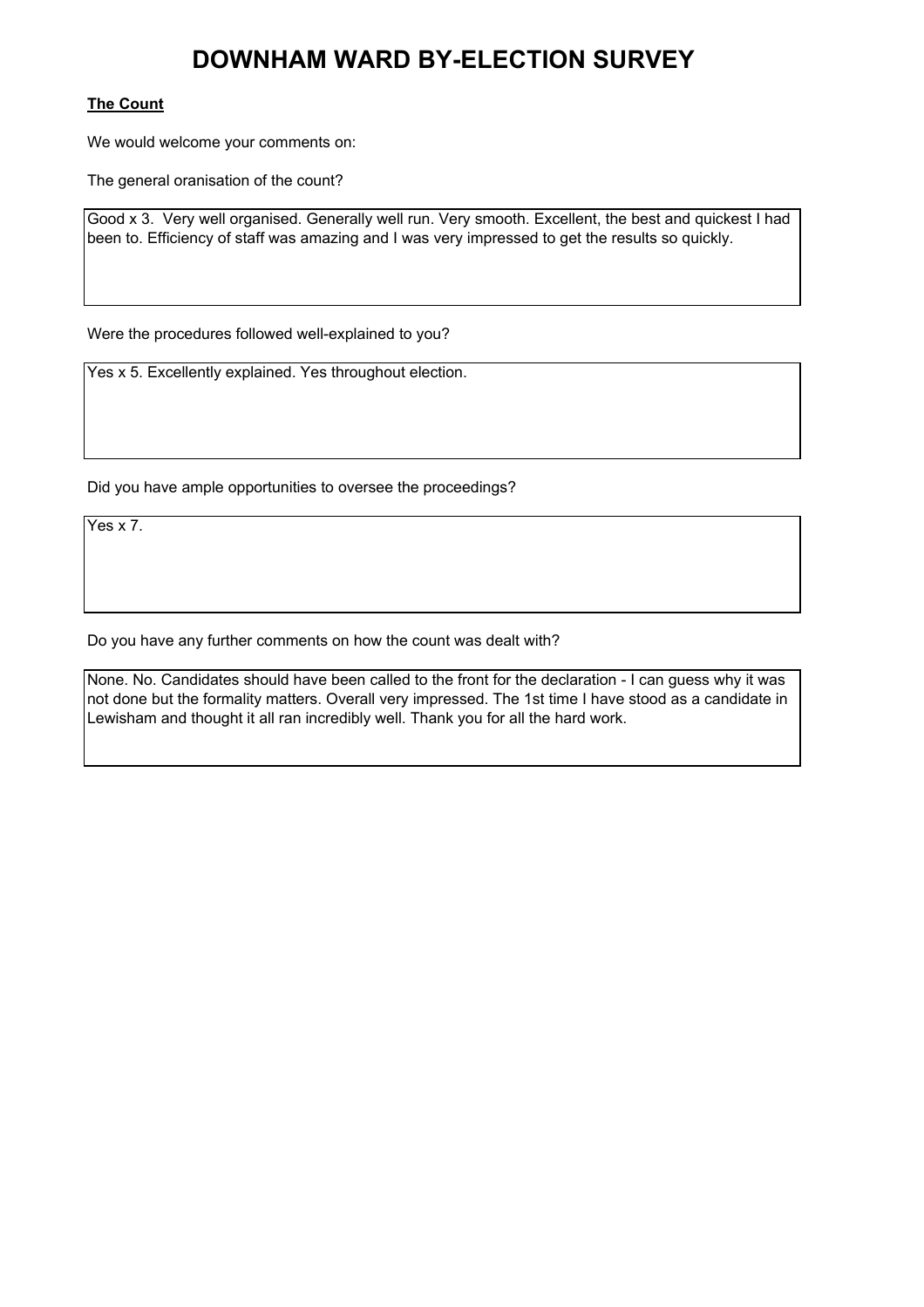# DOWNHAM WARD BY-ELECTION SURVEY

**The Count**

We would welcome your comments on:

The general oranisation of the count?

> Good x 3. Very well organised. Generally well run. Very smooth. Excellent, the best and quickest I had been to. Efficiency of staff was amazing and I was very impressed to get the results so quickly.

Were the procedures followed well-explained to you?

> Yes x 5. Excellently explained. Yes throughout election.

Did you have ample opportunities to oversee the proceedings?

> Yes x 7.

Do you have any further comments on how the count was dealt with?

> None. No. Candidates should have been called to the front for the declaration - I can guess why it was not done but the formality matters. Overall very impressed. The 1st time I have stood as a candidate in Lewisham and thought it all ran incredibly well. Thank you for all the hard work.